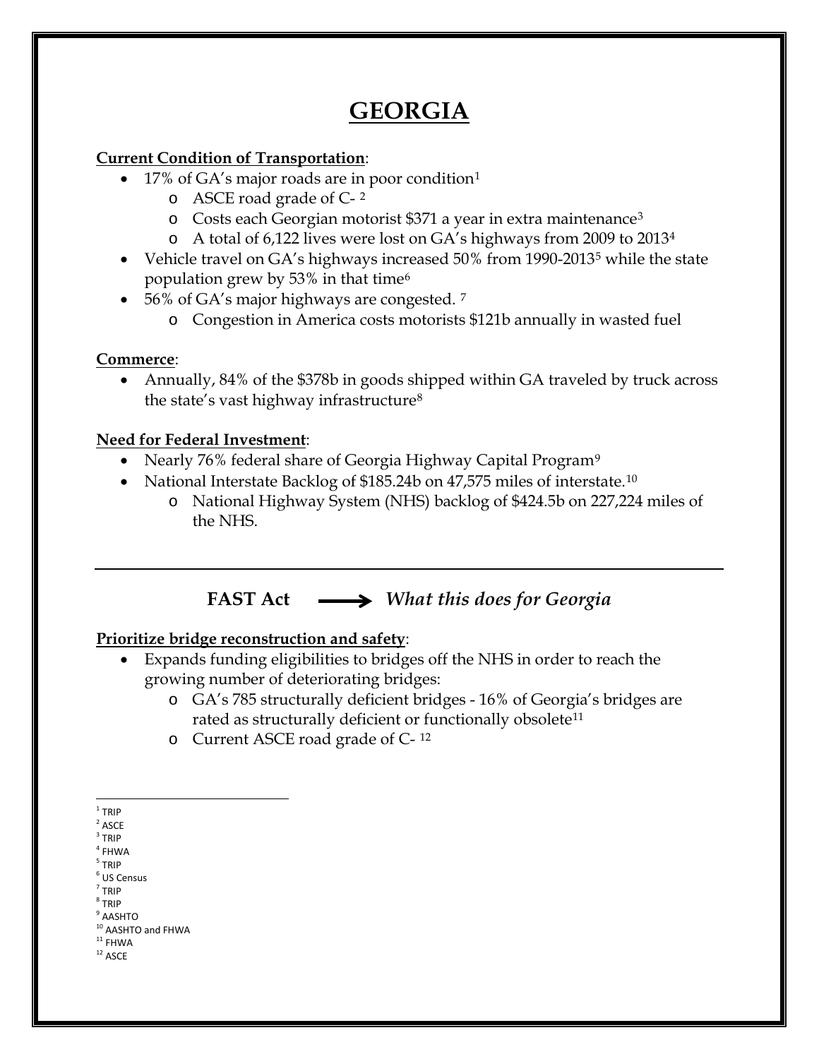# GEORGIA

**Current Condition of Transportation**:

- 17% of GA's major roads are in poor condition[1]
  - ASCE road grade of C- [2]
  - Costs each Georgian motorist $371 a year in extra maintenance[3]
  - A total of 6,122 lives were lost on GA's highways from 2009 to 2013[4]
- Vehicle travel on GA's highways increased 50% from 1990-2013[5] while the state population grew by 53% in that time[6]
- 56% of GA's major highways are congested. [7]
  - Congestion in America costs motorists $121b annually in wasted fuel

**Commerce**:

- Annually, 84% of the $378b in goods shipped within GA traveled by truck across the state's vast highway infrastructure[8]

**Need for Federal Investment**:

- Nearly 76% federal share of Georgia Highway Capital Program[9]
- National Interstate Backlog of $185.24b on 47,575 miles of interstate.[10]
  - National Highway System (NHS) backlog of $424.5b on 227,224 miles of the NHS.

---

## FAST Act ⟶ *What this does for Georgia*

**Prioritize bridge reconstruction and safety**:

- Expands funding eligibilities to bridges off the NHS in order to reach the growing number of deteriorating bridges:
  - GA's 785 structurally deficient bridges - 16% of Georgia's bridges are rated as structurally deficient or functionally obsolete[11]
  - Current ASCE road grade of C- [12]

---

[1] TRIP
[2] ASCE
[3] TRIP
[4] FHWA
[5] TRIP
[6] US Census
[7] TRIP
[8] TRIP
[9] AASHTO
[10] AASHTO and FHWA
[11] FHWA
[12] ASCE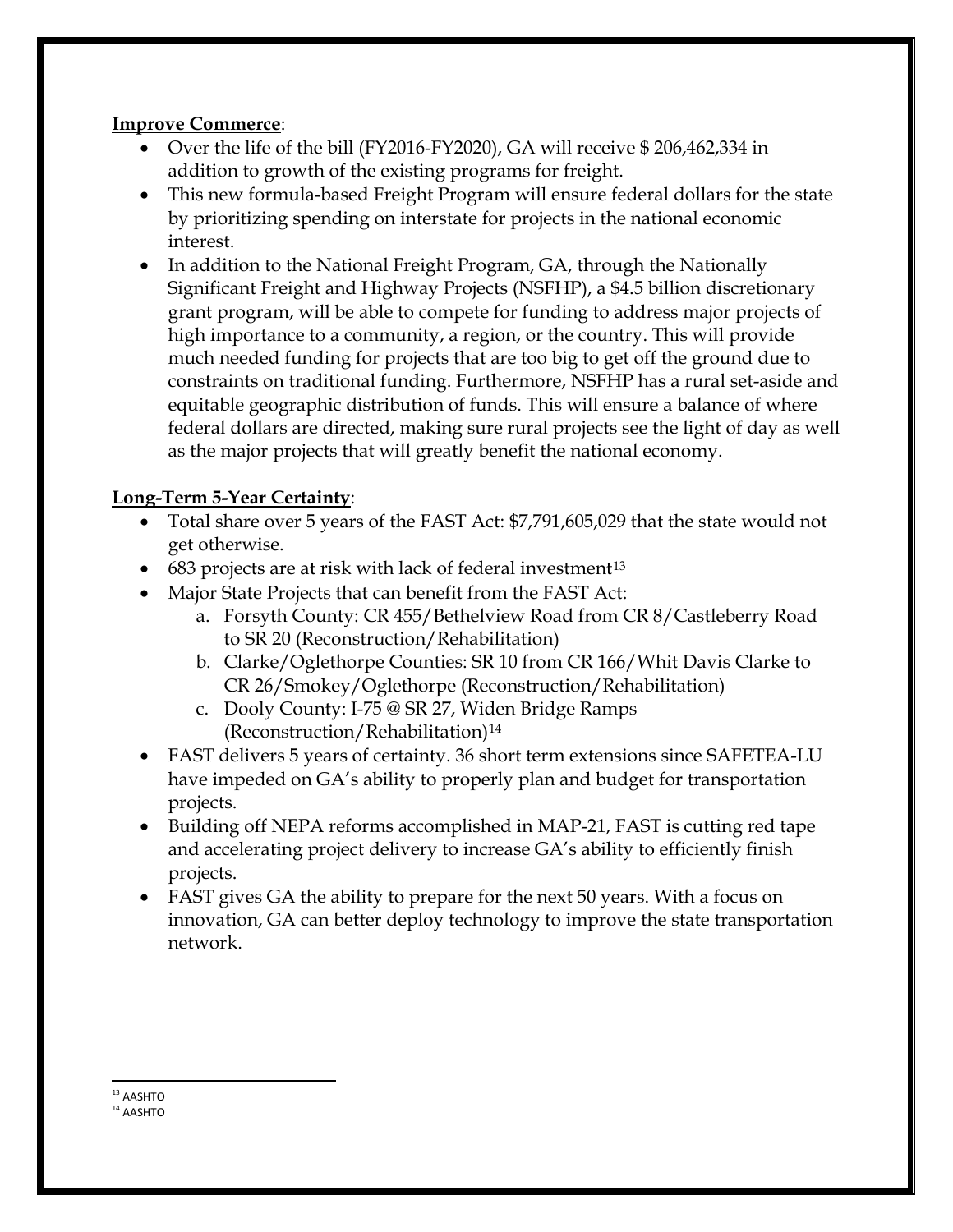**Improve Commerce**:

- Over the life of the bill (FY2016-FY2020), GA will receive $ 206,462,334 in addition to growth of the existing programs for freight.
- This new formula-based Freight Program will ensure federal dollars for the state by prioritizing spending on interstate for projects in the national economic interest.
- In addition to the National Freight Program, GA, through the Nationally Significant Freight and Highway Projects (NSFHP), a $4.5 billion discretionary grant program, will be able to compete for funding to address major projects of high importance to a community, a region, or the country. This will provide much needed funding for projects that are too big to get off the ground due to constraints on traditional funding. Furthermore, NSFHP has a rural set-aside and equitable geographic distribution of funds. This will ensure a balance of where federal dollars are directed, making sure rural projects see the light of day as well as the major projects that will greatly benefit the national economy.

**Long-Term 5-Year Certainty**:

- Total share over 5 years of the FAST Act: $7,791,605,029 that the state would not get otherwise.
- 683 projects are at risk with lack of federal investment[13]
- Major State Projects that can benefit from the FAST Act:
  a. Forsyth County: CR 455/Bethelview Road from CR 8/Castleberry Road to SR 20 (Reconstruction/Rehabilitation)
  b. Clarke/Oglethorpe Counties: SR 10 from CR 166/Whit Davis Clarke to CR 26/Smokey/Oglethorpe (Reconstruction/Rehabilitation)
  c. Dooly County: I-75 @ SR 27, Widen Bridge Ramps (Reconstruction/Rehabilitation)[14]
- FAST delivers 5 years of certainty. 36 short term extensions since SAFETEA-LU have impeded on GA's ability to properly plan and budget for transportation projects.
- Building off NEPA reforms accomplished in MAP-21, FAST is cutting red tape and accelerating project delivery to increase GA's ability to efficiently finish projects.
- FAST gives GA the ability to prepare for the next 50 years. With a focus on innovation, GA can better deploy technology to improve the state transportation network.

[13] AASHTO
[14] AASHTO